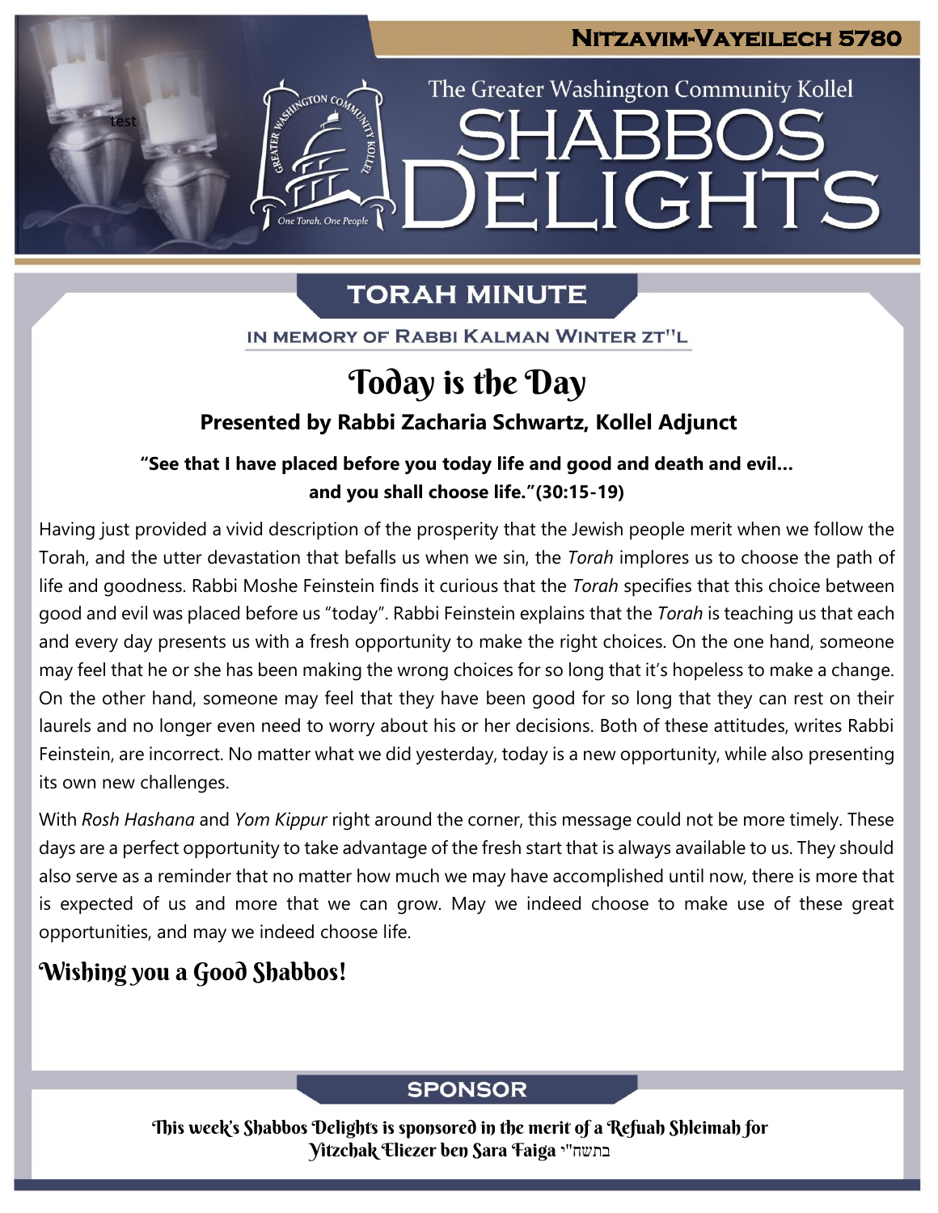# Nitzavim-Vayeilech 5780

The Greater Washington Community Kollel

# Shabbos Delights

## TORAH MINUTE

IN MEMORY OF RABBI KALMAN WINTER ZT"L

# Today is the Day

**Presented by Rabbi Zacharia Schwartz, Kollel Adjunct**

**"See that I have placed before you today life and good and death and evil… and you shall choose life."(30:15-19)**

Having just provided a vivid description of the prosperity that the Jewish people merit when we follow the Torah, and the utter devastation that befalls us when we sin, the *Torah* implores us to choose the path of life and goodness. Rabbi Moshe Feinstein finds it curious that the *Torah* specifies that this choice between good and evil was placed before us "today". Rabbi Feinstein explains that the *Torah* is teaching us that each and every day presents us with a fresh opportunity to make the right choices. On the one hand, someone may feel that he or she has been making the wrong choices for so long that it's hopeless to make a change. On the other hand, someone may feel that they have been good for so long that they can rest on their laurels and no longer even need to worry about his or her decisions. Both of these attitudes, writes Rabbi Feinstein, are incorrect. No matter what we did yesterday, today is a new opportunity, while also presenting its own new challenges.

With *Rosh Hashana* and *Yom Kippur* right around the corner, this message could not be more timely. These days are a perfect opportunity to take advantage of the fresh start that is always available to us. They should also serve as a reminder that no matter how much we may have accomplished until now, there is more that is expected of us and more that we can grow. May we indeed choose to make use of these great opportunities, and may we indeed choose life.

## Wishing you a Good Shabbos!

## SPONSOR

This week's Shabbos Delights is sponsored in the merit of a Refuah Shleimah for Yitzchak Eliezer ben Sara Faiga בתשח"י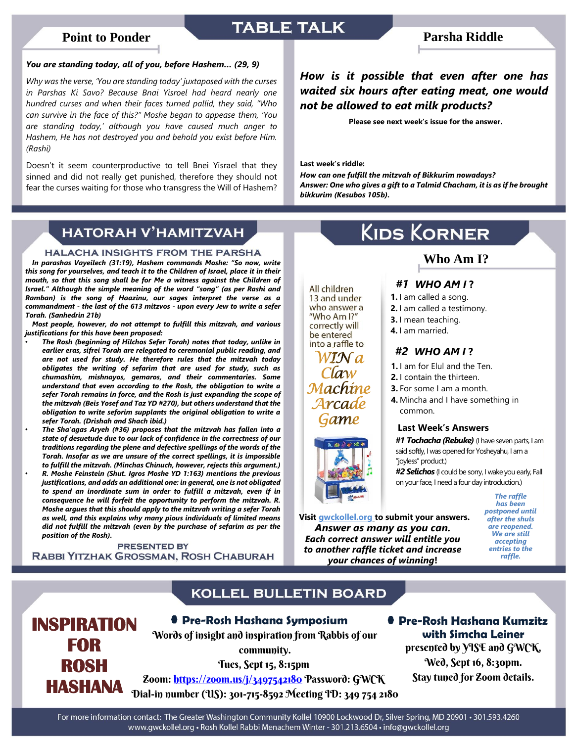# TABLE TALK

## Point to Ponder

***You are standing today, all of you, before Hashem... (29, 9)***

*Why was the verse, 'You are standing today' juxtaposed with the curses in Parshas Ki Savo? Because Bnai Yisroel had heard nearly one hundred curses and when their faces turned pallid, they said, "Who can survive in the face of this?" Moshe began to appease them, 'You are standing today,' although you have caused much anger to Hashem, He has not destroyed you and behold you exist before Him. (Rashi)*

Doesn't it seem counterproductive to tell Bnei Yisrael that they sinned and did not really get punished, therefore they should not fear the curses waiting for those who transgress the Will of Hashem?

## Parsha Riddle

***How is it possible that even after one has waited six hours after eating meat, one would not be allowed to eat milk products?***

**Please see next week's issue for the answer.**

**Last week's riddle:**

***How can one fulfill the mitzvah of Bikkurim nowadays?***

***Answer: One who gives a gift to a Talmid Chacham, it is as if he brought bikkurim (Kesubos 105b).***

# HATORAH V'HAMITZVAH

## HALACHA INSIGHTS FROM THE PARSHA

***In parashas Vayeilech (31:19), Hashem commands Moshe: "So now, write this song for yourselves, and teach it to the Children of Israel, place it in their mouth, so that this song shall be for Me a witness against the Children of Israel." Although the simple meaning of the word "song" (as per Rashi and Ramban) is the song of Haazinu, our sages interpret the verse as a commandment - the last of the 613 mitzvos - upon every Jew to write a sefer Torah. (Sanhedrin 21b)***

***Most people, however, do not attempt to fulfill this mitzvah, and various justifications for this have been proposed:***

- ***The Rosh (beginning of Hilchos Sefer Torah) notes that today, unlike in earlier eras, sifrei Torah are relegated to ceremonial public reading, and are not used for study. He therefore rules that the mitzvah today obligates the writing of seforim that are used for study, such as chumashim, mishnayos, gemaros, and their commentaries. Some understand that even according to the Rosh, the obligation to write a sefer Torah remains in force, and the Rosh is just expanding the scope of the mitzvah (Beis Yosef and Taz YD #270), but others understand that the obligation to write seforim supplants the original obligation to write a sefer Torah. (Drishah and Shach ibid.)***
- ***The Sha'agas Aryeh (#36) proposes that the mitzvah has fallen into a state of desuetude due to our lack of confidence in the correctness of our traditions regarding the plene and defective spellings of the words of the Torah. Insofar as we are unsure of the correct spellings, it is impossible to fulfill the mitzvah. (Minchas Chinuch, however, rejects this argument.)***
- ***R. Moshe Feinstein (Shut. Igros Moshe YD 1:163) mentions the previous justifications, and adds an additional one: in general, one is not obligated to spend an inordinate sum in order to fulfill a mitzvah, even if in consequence he will forfeit the opportunity to perform the mitzvah. R. Moshe argues that this should apply to the mitzvah writing a sefer Torah as well, and this explains why many pious individuals of limited means did not fulfill the mitzvah (even by the purchase of sefarim as per the position of the Rosh).***

PRESENTED BY
RABBI YITZHAK GROSSMAN, ROSH CHABURAH

# KIDS KORNER

## Who Am I?

All children 13 and under who answer a "Who Am I?" correctly will be entered into a raffle to WIN a Claw Machine Arcade Game

### #1 WHO AM I ?

1. I am called a song.
2. I am called a testimony.
3. I mean teaching.
4. I am married.

### #2 WHO AM I ?

1. I am for Elul and the Ten.
2. I contain the thirteen.
3. For some I am a month.
4. Mincha and I have something in common.

### Last Week's Answers

***#1 Tochacha (Rebuke)*** (I have seven parts, I am said softly, I was opened for Yosheyahu, I am a "joyless" product.)

***#2 Selichos*** (I could be sorry, I wake you early, Fall on your face, I need a four day introduction.)

Visit gwckollel.org to submit your answers.
***Answer as many as you can.***
***Each correct answer will entitle you to another raffle ticket and increase your chances of winning!***

*The raffle has been postponed until after the shuls are reopened. We are still accepting entries to the raffle.*

# KOLLEL BULLETIN BOARD

**INSPIRATION FOR ROSH HASHANA**

- **Pre-Rosh Hashana Symposium**
  Words of insight and inspiration from Rabbis of our community.
  Tues, Sept 15, 8:15pm
  Zoom: https://zoom.us/j/3497542180 Password: GWCK
  Dial-in number (US): 301-715-8592 Meeting ID: 349 754 2180

- **Pre-Rosh Hashana Kumzitz with Simcha Leiner**
  presented by YISE and GWCK
  Wed, Sept 16, 8:30pm.
  Stay tuned for Zoom details.

For more information contact: The Greater Washington Community Kollel 10900 Lockwood Dr, Silver Spring, MD 20901 • 301.593.4260
www.gwckollel.org • Rosh Kollel Rabbi Menachem Winter - 301.213.6504 • info@gwckollel.org